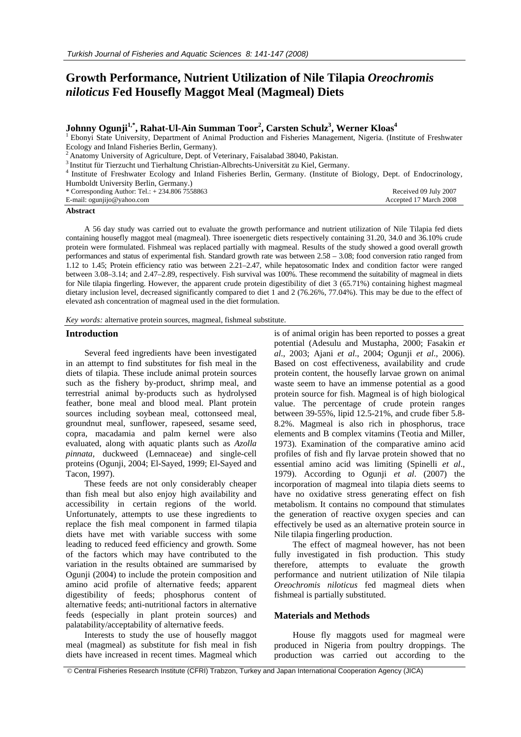// Growth Performance, Nutrient Utilization of Nile Tilapia *Oreochromis niloticus* Fed Housefly Maggot Meal (Magmeal) Diets

**Johnny Ogunji[1,*], Rahat-Ul-Ain Summan Toor[2], Carsten Schulz[3], Werner Kloas[4]**

[1] Ebonyi State University, Department of Animal Production and Fisheries Management, Nigeria. (Institute of Freshwater Ecology and Inland Fisheries Berlin, Germany).

[2] Anatomy University of Agriculture, Dept. of Veterinary, Faisalabad 38040, Pakistan.

[3] Institut für Tierzucht und Tierhaltung Christian-Albrechts-Universität zu Kiel, Germany.

[4] Institute of Freshwater Ecology and Inland Fisheries Berlin, Germany. (Institute of Biology, Dept. of Endocrinology, Humboldt University Berlin, Germany.)

\* Corresponding Author: Tel.: + 234.806 7558863
E-mail: ogunjijo@yahoo.com

Received 09 July 2007
Accepted 17 March 2008

## Abstract

A 56 day study was carried out to evaluate the growth performance and nutrient utilization of Nile Tilapia fed diets containing housefly maggot meal (magmeal). Three isoenergetic diets respectively containing 31.20, 34.0 and 36.10% crude protein were formulated. Fishmeal was replaced partially with magmeal. Results of the study showed a good overall growth performances and status of experimental fish. Standard growth rate was between 2.58 – 3.08; food conversion ratio ranged from 1.12 to 1.45; Protein efficiency ratio was between 2.21–2.47, while hepatosomatic Index and condition factor were ranged between 3.08–3.14; and 2.47–2.89, respectively. Fish survival was 100%. These recommend the suitability of magmeal in diets for Nile tilapia fingerling. However, the apparent crude protein digestibility of diet 3 (65.71%) containing highest magmeal dietary inclusion level, decreased significantly compared to diet 1 and 2 (76.26%, 77.04%). This may be due to the effect of elevated ash concentration of magmeal used in the diet formulation.

*Key words:* alternative protein sources, magmeal, fishmeal substitute.

## Introduction

Several feed ingredients have been investigated in an attempt to find substitutes for fish meal in the diets of tilapia. These include animal protein sources such as the fishery by-product, shrimp meal, and terrestrial animal by-products such as hydrolysed feather, bone meal and blood meal. Plant protein sources including soybean meal, cottonseed meal, groundnut meal, sunflower, rapeseed, sesame seed, copra, macadamia and palm kernel were also evaluated, along with aquatic plants such as *Azolla pinnata*, duckweed (Lemnaceae) and single-cell proteins (Ogunji, 2004; El-Sayed, 1999; El-Sayed and Tacon, 1997).

These feeds are not only considerably cheaper than fish meal but also enjoy high availability and accessibility in certain regions of the world. Unfortunately, attempts to use these ingredients to replace the fish meal component in farmed tilapia diets have met with variable success with some leading to reduced feed efficiency and growth. Some of the factors which may have contributed to the variation in the results obtained are summarised by Ogunji (2004) to include the protein composition and amino acid profile of alternative feeds; apparent digestibility of feeds; phosphorus content of alternative feeds; anti-nutritional factors in alternative feeds (especially in plant protein sources) and palatability/acceptability of alternative feeds.

Interests to study the use of housefly maggot meal (magmeal) as substitute for fish meal in fish diets have increased in recent times. Magmeal which is of animal origin has been reported to posses a great potential (Adesulu and Mustapha, 2000; Fasakin *et al*., 2003; Ajani *et al*., 2004; Ogunji *et al*., 2006). Based on cost effectiveness, availability and crude protein content, the housefly larvae grown on animal waste seem to have an immense potential as a good protein source for fish. Magmeal is of high biological value. The percentage of crude protein ranges between 39-55%, lipid 12.5-21%, and crude fiber 5.8-8.2%. Magmeal is also rich in phosphorus, trace elements and B complex vitamins (Teotia and Miller, 1973). Examination of the comparative amino acid profiles of fish and fly larvae protein showed that no essential amino acid was limiting (Spinelli *et al*., 1979). According to Ogunji *et al*. (2007) the incorporation of magmeal into tilapia diets seems to have no oxidative stress generating effect on fish metabolism. It contains no compound that stimulates the generation of reactive oxygen species and can effectively be used as an alternative protein source in Nile tilapia fingerling production.

The effect of magmeal however, has not been fully investigated in fish production. This study therefore, attempts to evaluate the growth performance and nutrient utilization of Nile tilapia *Oreochromis niloticus* fed magmeal diets when fishmeal is partially substituted.

## Materials and Methods

House fly maggots used for magmeal were produced in Nigeria from poultry droppings. The production was carried out according to the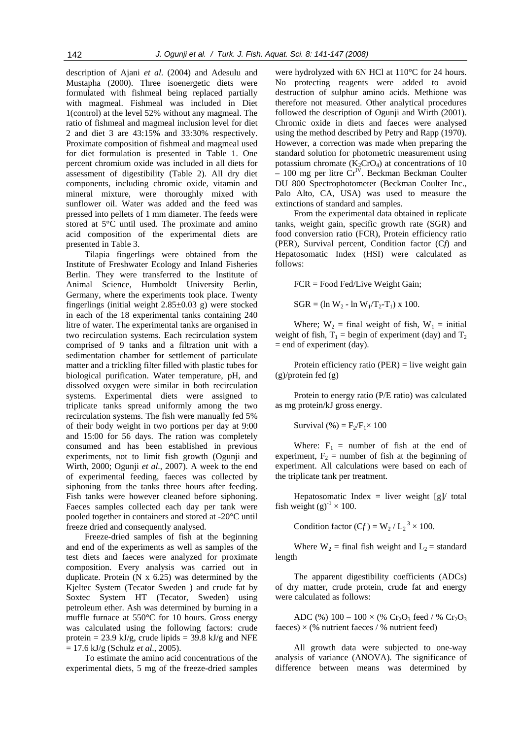description of Ajani *et al.* (2004) and Adesulu and Mustapha (2000). Three isoenergetic diets were formulated with fishmeal being replaced partially with magmeal. Fishmeal was included in Diet 1(control) at the level 52% without any magmeal. The ratio of fishmeal and magmeal inclusion level for diet 2 and diet 3 are 43:15% and 33:30% respectively. Proximate composition of fishmeal and magmeal used for diet formulation is presented in Table 1. One percent chromium oxide was included in all diets for assessment of digestibility (Table 2). All dry diet components, including chromic oxide, vitamin and mineral mixture, were thoroughly mixed with sunflower oil. Water was added and the feed was pressed into pellets of 1 mm diameter. The feeds were stored at 5°C until used. The proximate and amino acid composition of the experimental diets are presented in Table 3.

Tilapia fingerlings were obtained from the Institute of Freshwater Ecology and Inland Fisheries Berlin. They were transferred to the Institute of Animal Science, Humboldt University Berlin, Germany, where the experiments took place. Twenty fingerlings (initial weight 2.85±0.03 g) were stocked in each of the 18 experimental tanks containing 240 litre of water. The experimental tanks are organised in two recirculation systems. Each recirculation system comprised of 9 tanks and a filtration unit with a sedimentation chamber for settlement of particulate matter and a trickling filter filled with plastic tubes for biological purification. Water temperature, pH, and dissolved oxygen were similar in both recirculation systems. Experimental diets were assigned to triplicate tanks spread uniformly among the two recirculation systems. The fish were manually fed 5% of their body weight in two portions per day at 9:00 and 15:00 for 56 days. The ration was completely consumed and has been established in previous experiments, not to limit fish growth (Ogunji and Wirth, 2000; Ogunji *et al*., 2007). A week to the end of experimental feeding, faeces was collected by siphoning from the tanks three hours after feeding. Fish tanks were however cleaned before siphoning. Faeces samples collected each day per tank were pooled together in containers and stored at -20°C until freeze dried and consequently analysed.

Freeze-dried samples of fish at the beginning and end of the experiments as well as samples of the test diets and faeces were analyzed for proximate composition. Every analysis was carried out in duplicate. Protein (N x 6.25) was determined by the Kjeltec System (Tecator Sweden ) and crude fat by Soxtec System HT (Tecator, Sweden) using petroleum ether. Ash was determined by burning in a muffle furnace at 550°C for 10 hours. Gross energy was calculated using the following factors: crude protein = 23.9 kJ/g, crude lipids = 39.8 kJ/g and NFE = 17.6 kJ/g (Schulz *et al*., 2005).

To estimate the amino acid concentrations of the experimental diets, 5 mg of the freeze-dried samples were hydrolyzed with 6N HCl at 110°C for 24 hours. No protecting reagents were added to avoid destruction of sulphur amino acids. Methione was therefore not measured. Other analytical procedures followed the description of Ogunji and Wirth (2001). Chromic oxide in diets and faeces were analysed using the method described by Petry and Rapp (1970). However, a correction was made when preparing the standard solution for photometric measurement using potassium chromate ($K_2CrO_4$) at concentrations of 10 – 100 mg per litre $Cr^{IV}$. Beckman Beckman Coulter DU 800 Spectrophotometer (Beckman Coulter Inc., Palo Alto, CA, USA) was used to measure the extinctions of standard and samples.

From the experimental data obtained in replicate tanks, weight gain, specific growth rate (SGR) and food conversion ratio (FCR), Protein efficiency ratio (PER), Survival percent, Condition factor (C*f*) and Hepatosomatic Index (HSI) were calculated as follows:

FCR = Food Fed/Live Weight Gain;

$$SGR = (\ln W_2 - \ln W_1/T_2\text{-}T_1) \times 100.$$

Where; $W_2$ = final weight of fish, $W_1$ = initial weight of fish, $T_1$ = begin of experiment (day) and $T_2$ = end of experiment (day).

Protein efficiency ratio (PER) = live weight gain (g)/protein fed (g)

Protein to energy ratio (P/E ratio) was calculated as mg protein/kJ gross energy.

$$\text{Survival } (\%) = F_2/F_1 \times 100$$

Where: $F_1$ = number of fish at the end of experiment, $F_2$ = number of fish at the beginning of experiment. All calculations were based on each of the triplicate tank per treatment.

Hepatosomatic Index = liver weight [g]/ total fish weight $(g)^{-1} \times 100$.

$$\text{Condition factor } (Cf) = W_2 / L_2^{\,3} \times 100.$$

Where $W_2$ = final fish weight and $L_2$ = standard length

The apparent digestibility coefficients (ADCs) of dry matter, crude protein, crude fat and energy were calculated as follows:

$$\text{ADC } (\%)\ 100 - 100 \times (\%\ Cr_2O_3 \text{ feed} / \%\ Cr_2O_3 \text{ faeces}) \times (\%\text{ nutrient faeces} / \%\text{ nutrient feed})$$

All growth data were subjected to one-way analysis of variance (ANOVA). The significance of difference between means was determined by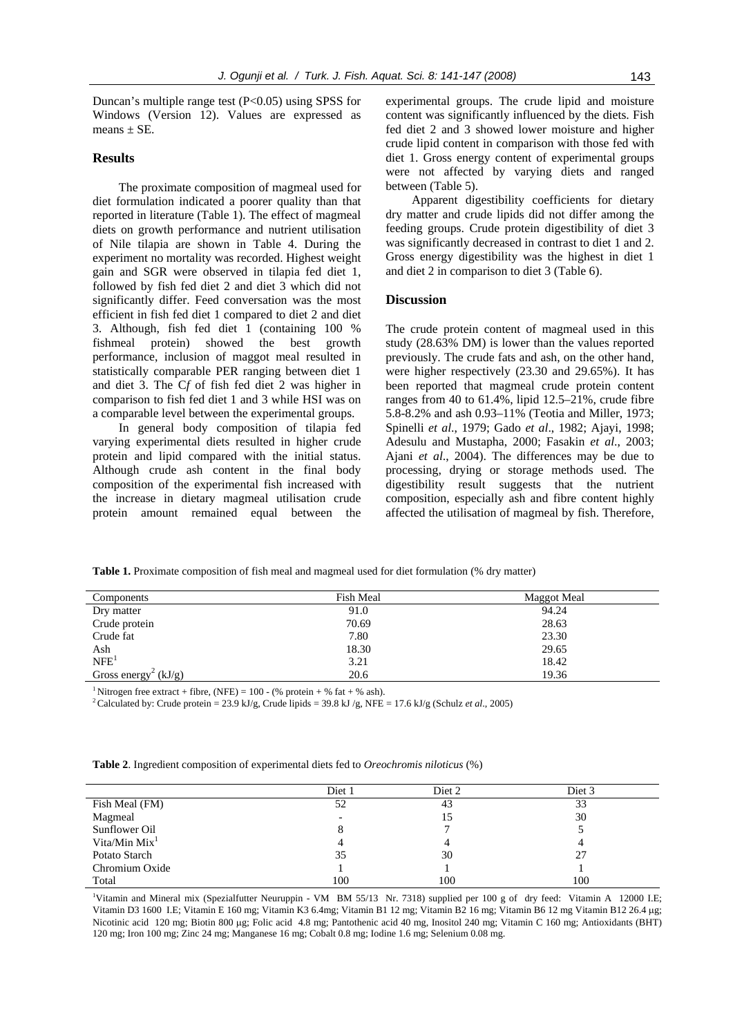Duncan's multiple range test ($P<0.05$) using SPSS for Windows (Version 12). Values are expressed as means ± SE.

## Results

The proximate composition of magmeal used for diet formulation indicated a poorer quality than that reported in literature (Table 1). The effect of magmeal diets on growth performance and nutrient utilisation of Nile tilapia are shown in Table 4. During the experiment no mortality was recorded. Highest weight gain and SGR were observed in tilapia fed diet 1, followed by fish fed diet 2 and diet 3 which did not significantly differ. Feed conversation was the most efficient in fish fed diet 1 compared to diet 2 and diet 3. Although, fish fed diet 1 (containing 100 % fishmeal protein) showed the best growth performance, inclusion of maggot meal resulted in statistically comparable PER ranging between diet 1 and diet 3. The C*f* of fish fed diet 2 was higher in comparison to fish fed diet 1 and 3 while HSI was on a comparable level between the experimental groups.

In general body composition of tilapia fed varying experimental diets resulted in higher crude protein and lipid compared with the initial status. Although crude ash content in the final body composition of the experimental fish increased with the increase in dietary magmeal utilisation crude protein amount remained equal between the experimental groups. The crude lipid and moisture content was significantly influenced by the diets. Fish fed diet 2 and 3 showed lower moisture and higher crude lipid content in comparison with those fed with diet 1. Gross energy content of experimental groups were not affected by varying diets and ranged between (Table 5).

Apparent digestibility coefficients for dietary dry matter and crude lipids did not differ among the feeding groups. Crude protein digestibility of diet 3 was significantly decreased in contrast to diet 1 and 2. Gross energy digestibility was the highest in diet 1 and diet 2 in comparison to diet 3 (Table 6).

## Discussion

The crude protein content of magmeal used in this study (28.63% DM) is lower than the values reported previously. The crude fats and ash, on the other hand, were higher respectively (23.30 and 29.65%). It has been reported that magmeal crude protein content ranges from 40 to 61.4%, lipid 12.5–21%, crude fibre 5.8-8.2% and ash 0.93–11% (Teotia and Miller, 1973; Spinelli *et al*., 1979; Gado *et al*., 1982; Ajayi, 1998; Adesulu and Mustapha, 2000; Fasakin *et al*., 2003; Ajani *et al*., 2004). The differences may be due to processing, drying or storage methods used. The digestibility result suggests that the nutrient composition, especially ash and fibre content highly affected the utilisation of magmeal by fish. Therefore,

**Table 1.** Proximate composition of fish meal and magmeal used for diet formulation (% dry matter)

| Components | Fish Meal | Maggot Meal |
|---|---|---|
| Dry matter | 91.0 | 94.24 |
| Crude protein | 70.69 | 28.63 |
| Crude fat | 7.80 | 23.30 |
| Ash | 18.30 | 29.65 |
| NFE[1] | 3.21 | 18.42 |
| Gross energy[2] (kJ/g) | 20.6 | 19.36 |

[1] Nitrogen free extract + fibre, (NFE) = 100 - (% protein + % fat + % ash).
[2] Calculated by: Crude protein = 23.9 kJ/g, Crude lipids = 39.8 kJ /g, NFE = 17.6 kJ/g (Schulz *et al*., 2005)

**Table 2**. Ingredient composition of experimental diets fed to *Oreochromis niloticus* (%)

| | Diet 1 | Diet 2 | Diet 3 |
|---|---|---|---|
| Fish Meal (FM) | 52 | 43 | 33 |
| Magmeal | - | 15 | 30 |
| Sunflower Oil | 8 | 7 | 5 |
| Vita/Min Mix[1] | 4 | 4 | 4 |
| Potato Starch | 35 | 30 | 27 |
| Chromium Oxide | 1 | 1 | 1 |
| Total | 100 | 100 | 100 |

[1]Vitamin and Mineral mix (Spezialfutter Neuruppin - VM BM 55/13 Nr. 7318) supplied per 100 g of dry feed: Vitamin A 12000 I.E; Vitamin D3 1600 I.E; Vitamin E 160 mg; Vitamin K3 6.4mg; Vitamin B1 12 mg; Vitamin B2 16 mg; Vitamin B6 12 mg Vitamin B12 26.4 μg; Nicotinic acid 120 mg; Biotin 800 μg; Folic acid 4.8 mg; Pantothenic acid 40 mg, Inositol 240 mg; Vitamin C 160 mg; Antioxidants (BHT) 120 mg; Iron 100 mg; Zinc 24 mg; Manganese 16 mg; Cobalt 0.8 mg; Iodine 1.6 mg; Selenium 0.08 mg.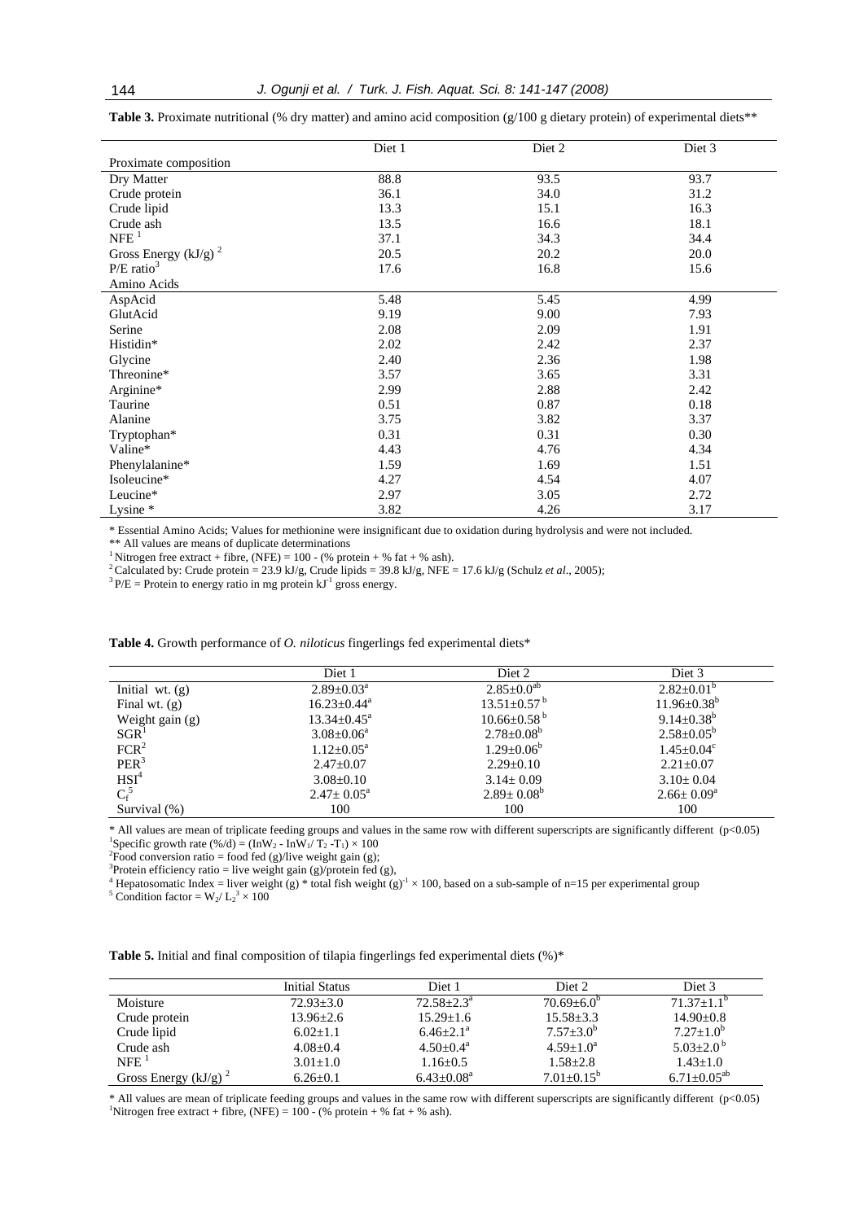**Table 3.** Proximate nutritional (% dry matter) and amino acid composition (g/100 g dietary protein) of experimental diets**

| | Diet 1 | Diet 2 | Diet 3 |
|---|---|---|---|
| Proximate composition | | | |
| Dry Matter | 88.8 | 93.5 | 93.7 |
| Crude protein | 36.1 | 34.0 | 31.2 |
| Crude lipid | 13.3 | 15.1 | 16.3 |
| Crude ash | 13.5 | 16.6 | 18.1 |
| NFE [1] | 37.1 | 34.3 | 34.4 |
| Gross Energy (kJ/g) [2] | 20.5 | 20.2 | 20.0 |
| P/E ratio[3] | 17.6 | 16.8 | 15.6 |
| Amino Acids | | | |
| AspAcid | 5.48 | 5.45 | 4.99 |
| GlutAcid | 9.19 | 9.00 | 7.93 |
| Serine | 2.08 | 2.09 | 1.91 |
| Histidin* | 2.02 | 2.42 | 2.37 |
| Glycine | 2.40 | 2.36 | 1.98 |
| Threonine* | 3.57 | 3.65 | 3.31 |
| Arginine* | 2.99 | 2.88 | 2.42 |
| Taurine | 0.51 | 0.87 | 0.18 |
| Alanine | 3.75 | 3.82 | 3.37 |
| Tryptophan* | 0.31 | 0.31 | 0.30 |
| Valine* | 4.43 | 4.76 | 4.34 |
| Phenylalanine* | 1.59 | 1.69 | 1.51 |
| Isoleucine* | 4.27 | 4.54 | 4.07 |
| Leucine* | 2.97 | 3.05 | 2.72 |
| Lysine * | 3.82 | 4.26 | 3.17 |

\* Essential Amino Acids; Values for methionine were insignificant due to oxidation during hydrolysis and were not included.
** All values are means of duplicate determinations
[1] Nitrogen free extract + fibre, (NFE) = 100 - (% protein + % fat + % ash).
[2] Calculated by: Crude protein = 23.9 kJ/g, Crude lipids = 39.8 kJ/g, NFE = 17.6 kJ/g (Schulz *et al*., 2005);
[3] P/E = Protein to energy ratio in mg protein $kJ^{-1}$ gross energy.

**Table 4.** Growth performance of *O. niloticus* fingerlings fed experimental diets*

| | Diet 1 | Diet 2 | Diet 3 |
|---|---|---|---|
| Initial wt. (g) | $2.89\pm0.03^{a}$ | $2.85\pm0.0^{ab}$ | $2.82\pm0.01^{b}$ |
| Final wt. (g) | $16.23\pm0.44^{a}$ | $13.51\pm0.57^{b}$ | $11.96\pm0.38^{b}$ |
| Weight gain (g) | $13.34\pm0.45^{a}$ | $10.66\pm0.58^{b}$ | $9.14\pm0.38^{b}$ |
| SGR[1] | $3.08\pm0.06^{a}$ | $2.78\pm0.08^{b}$ | $2.58\pm0.05^{b}$ |
| FCR[2] | $1.12\pm0.05^{a}$ | $1.29\pm0.06^{b}$ | $1.45\pm0.04^{c}$ |
| PER[3] | 2.47±0.07 | 2.29±0.10 | 2.21±0.07 |
| HSI[4] | 3.08±0.10 | 3.14± 0.09 | 3.10± 0.04 |
| $C_f$[5] | $2.47\pm 0.05^{a}$ | $2.89\pm 0.08^{b}$ | $2.66\pm 0.09^{a}$ |
| Survival (%) | 100 | 100 | 100 |

\* All values are mean of triplicate feeding groups and values in the same row with different superscripts are significantly different ($p<0.05$)
[1] Specific growth rate (%/d) = $(\ln W_2 - \ln W_1/ T_2 - T_1) \times 100$
[2] Food conversion ratio = food fed (g)/live weight gain (g);
[3] Protein efficiency ratio = live weight gain (g)/protein fed (g),
[4] Hepatosomatic Index = liver weight (g) * total fish weight $(g)^{-1} \times 100$, based on a sub-sample of n=15 per experimental group
[5] Condition factor = $W_2/ L_2^3 \times 100$

**Table 5.** Initial and final composition of tilapia fingerlings fed experimental diets (%)*

| | Initial Status | Diet 1 | Diet 2 | Diet 3 |
|---|---|---|---|---|
| Moisture | 72.93±3.0 | $72.58\pm2.3^{a}$ | $70.69\pm6.0^{b}$ | $71.37\pm1.1^{b}$ |
| Crude protein | 13.96±2.6 | 15.29±1.6 | 15.58±3.3 | 14.90±0.8 |
| Crude lipid | 6.02±1.1 | $6.46\pm2.1^{a}$ | $7.57\pm3.0^{b}$ | $7.27\pm1.0^{b}$ |
| Crude ash | 4.08±0.4 | $4.50\pm0.4^{a}$ | $4.59\pm1.0^{a}$ | $5.03\pm2.0^{b}$ |
| NFE [1] | 3.01±1.0 | 1.16±0.5 | 1.58±2.8 | 1.43±1.0 |
| Gross Energy (kJ/g) [2] | 6.26±0.1 | $6.43\pm0.08^{a}$ | $7.01\pm0.15^{b}$ | $6.71\pm0.05^{ab}$ |

\* All values are mean of triplicate feeding groups and values in the same row with different superscripts are significantly different ($p<0.05$)
[1] Nitrogen free extract + fibre, (NFE) = 100 - (% protein + % fat + % ash).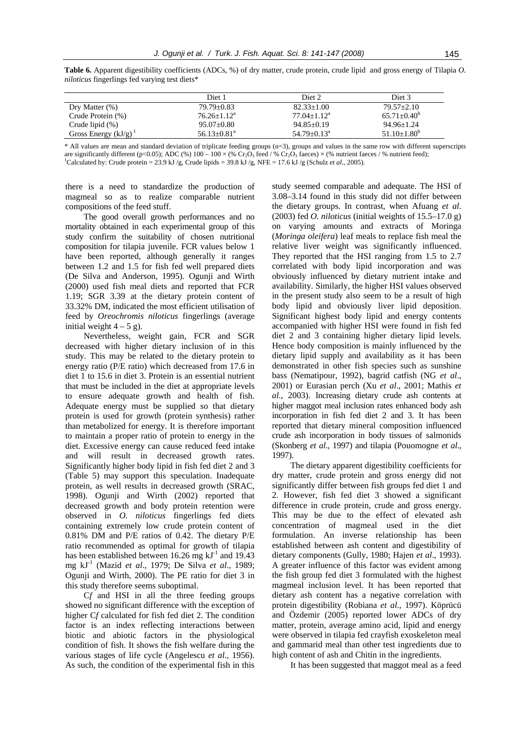**Table 6.** Apparent digestibility coefficients (ADCs, %) of dry matter, crude protein, crude lipid and gross energy of Tilapia *O. niloticus* fingerlings fed varying test diets*

| | Diet 1 | Diet 2 | Diet 3 |
|---|---|---|---|
| Dry Matter (%) | 79.79±0.83 | 82.33±1.00 | 79.57±2.10 |
| Crude Protein (%) | 76.26±1.12$^{a}$ | 77.04±1.12$^{a}$ | 65.71±0.40$^{b}$ |
| Crude lipid (%) | 95.07±0.80 | 94.85±0.19 | 94.96±1.24 |
| Gross Energy (kJ/g) [1] | 56.13±0.81$^{a}$ | 54.79±0.13$^{a}$ | 51.10±1.80$^{b}$ |

\* All values are mean and standard deviation of triplicate feeding groups (n=3), groups and values in the same row with different superscripts are significantly different ($p<0.05$); ADC (%) 100 – 100 × (% $Cr_2O_3$ feed / % $Cr_2O_3$ faeces) × (% nutrient faeces / % nutrient feed);
[1]Calculated by: Crude protein = 23.9 kJ /g, Crude lipids = 39.8 kJ /g, NFE = 17.6 kJ /g (Schulz *et al*., 2005).

there is a need to standardize the production of magmeal so as to realize comparable nutrient compositions of the feed stuff.

The good overall growth performances and no mortality obtained in each experimental group of this study confirm the suitability of chosen nutritional composition for tilapia juvenile. FCR values below 1 have been reported, although generally it ranges between 1.2 and 1.5 for fish fed well prepared diets (De Silva and Anderson, 1995). Ogunji and Wirth (2000) used fish meal diets and reported that FCR 1.19; SGR 3.39 at the dietary protein content of 33.32% DM, indicated the most efficient utilisation of feed by *Oreochromis niloticus* fingerlings (average initial weight 4 – 5 g).

Nevertheless, weight gain, FCR and SGR decreased with higher dietary inclusion of in this study. This may be related to the dietary protein to energy ratio (P/E ratio) which decreased from 17.6 in diet 1 to 15.6 in diet 3. Protein is an essential nutrient that must be included in the diet at appropriate levels to ensure adequate growth and health of fish. Adequate energy must be supplied so that dietary protein is used for growth (protein synthesis) rather than metabolized for energy. It is therefore important to maintain a proper ratio of protein to energy in the diet. Excessive energy can cause reduced feed intake and will result in decreased growth rates. Significantly higher body lipid in fish fed diet 2 and 3 (Table 5) may support this speculation. Inadequate protein, as well results in decreased growth (SRAC, 1998). Ogunji and Wirth (2002) reported that decreased growth and body protein retention were observed in *O. niloticus* fingerlings fed diets containing extremely low crude protein content of 0.81% DM and P/E ratios of 0.42. The dietary P/E ratio recommended as optimal for growth of tilapia has been established between 16.26 mg $kJ^{-1}$ and 19.43 mg $kJ^{-1}$ (Mazid *et al*., 1979; De Silva *et al*., 1989; Ogunji and Wirth, 2000). The PE ratio for diet 3 in this study therefore seems suboptimal.

C*f* and HSI in all the three feeding groups showed no significant difference with the exception of higher C*f* calculated for fish fed diet 2. The condition factor is an index reflecting interactions between biotic and abiotic factors in the physiological condition of fish. It shows the fish welfare during the various stages of life cycle (Angelescu *et al*., 1956). As such, the condition of the experimental fish in this study seemed comparable and adequate. The HSI of 3.08–3.14 found in this study did not differ between the dietary groups. In contrast, when Afuang *et al*. (2003) fed *O. niloticus* (initial weights of 15.5–17.0 g) on varying amounts and extracts of Moringa (*Moringa oleifera*) leaf meals to replace fish meal the relative liver weight was significantly influenced. They reported that the HSI ranging from 1.5 to 2.7 correlated with body lipid incorporation and was obviously influenced by dietary nutrient intake and availability. Similarly, the higher HSI values observed in the present study also seem to be a result of high body lipid and obviously liver lipid deposition. Significant highest body lipid and energy contents accompanied with higher HSI were found in fish fed diet 2 and 3 containing higher dietary lipid levels. Hence body composition is mainly influenced by the dietary lipid supply and availability as it has been demonstrated in other fish species such as sunshine bass (Nematipour, 1992), bagrid catfish (NG *et al*., 2001) or Eurasian perch (Xu *et al*., 2001; Mathis *et al*., 2003). Increasing dietary crude ash contents at higher maggot meal inclusion rates enhanced body ash incorporation in fish fed diet 2 and 3. It has been reported that dietary mineral composition influenced crude ash incorporation in body tissues of salmonids (Skonberg *et al*., 1997) and tilapia (Pouomogne *et al*., 1997).

The dietary apparent digestibility coefficients for dry matter, crude protein and gross energy did not significantly differ between fish groups fed diet 1 and 2. However, fish fed diet 3 showed a significant difference in crude protein, crude and gross energy. This may be due to the effect of elevated ash concentration of magmeal used in the diet formulation. An inverse relationship has been established between ash content and digestibility of dietary components (Gully, 1980; Hajen *et al*., 1993). A greater influence of this factor was evident among the fish group fed diet 3 formulated with the highest magmeal inclusion level. It has been reported that dietary ash content has a negative correlation with protein digestibility (Robiana *et al*., 1997). Köprücü and Özdemir (2005) reported lower ADCs of dry matter, protein, average amino acid, lipid and energy were observed in tilapia fed crayfish exoskeleton meal and gammarid meal than other test ingredients due to high content of ash and Chitin in the ingredients.

It has been suggested that maggot meal as a feed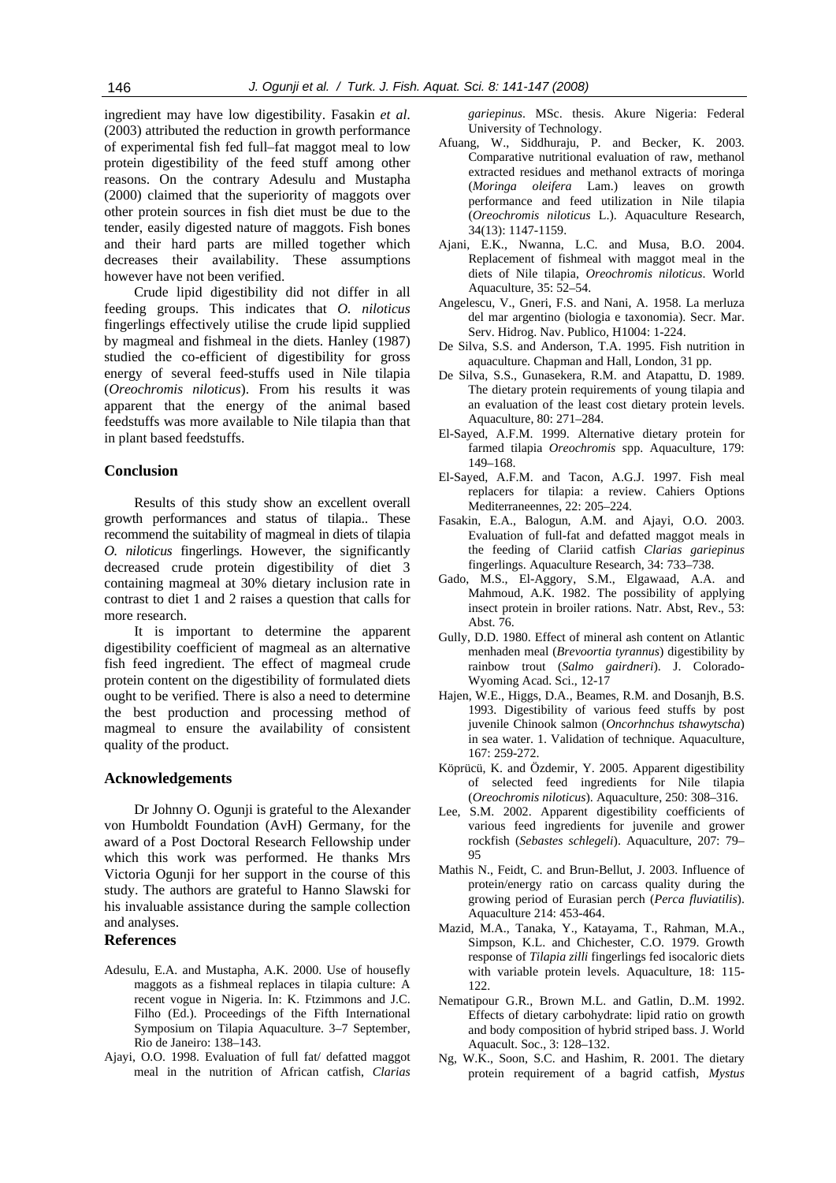ingredient may have low digestibility. Fasakin *et al*. (2003) attributed the reduction in growth performance of experimental fish fed full–fat maggot meal to low protein digestibility of the feed stuff among other reasons. On the contrary Adesulu and Mustapha (2000) claimed that the superiority of maggots over other protein sources in fish diet must be due to the tender, easily digested nature of maggots. Fish bones and their hard parts are milled together which decreases their availability. These assumptions however have not been verified.

Crude lipid digestibility did not differ in all feeding groups. This indicates that *O. niloticus* fingerlings effectively utilise the crude lipid supplied by magmeal and fishmeal in the diets. Hanley (1987) studied the co-efficient of digestibility for gross energy of several feed-stuffs used in Nile tilapia (*Oreochromis niloticus*). From his results it was apparent that the energy of the animal based feedstuffs was more available to Nile tilapia than that in plant based feedstuffs.

## Conclusion

Results of this study show an excellent overall growth performances and status of tilapia.. These recommend the suitability of magmeal in diets of tilapia *O. niloticus* fingerlings. However, the significantly decreased crude protein digestibility of diet 3 containing magmeal at 30% dietary inclusion rate in contrast to diet 1 and 2 raises a question that calls for more research.

It is important to determine the apparent digestibility coefficient of magmeal as an alternative fish feed ingredient. The effect of magmeal crude protein content on the digestibility of formulated diets ought to be verified. There is also a need to determine the best production and processing method of magmeal to ensure the availability of consistent quality of the product.

## Acknowledgements

Dr Johnny O. Ogunji is grateful to the Alexander von Humboldt Foundation (AvH) Germany, for the award of a Post Doctoral Research Fellowship under which this work was performed. He thanks Mrs Victoria Ogunji for her support in the course of this study. The authors are grateful to Hanno Slawski for his invaluable assistance during the sample collection and analyses.

## References

Adesulu, E.A. and Mustapha, A.K. 2000. Use of housefly maggots as a fishmeal replaces in tilapia culture: A recent vogue in Nigeria. In: K. Ftzimmons and J.C. Filho (Ed.). Proceedings of the Fifth International Symposium on Tilapia Aquaculture. 3–7 September, Rio de Janeiro: 138–143.

Ajayi, O.O. 1998. Evaluation of full fat/ defatted maggot meal in the nutrition of African catfish, *Clarias gariepinus*. MSc. thesis. Akure Nigeria: Federal University of Technology.

Afuang, W., Siddhuraju, P. and Becker, K. 2003. Comparative nutritional evaluation of raw, methanol extracted residues and methanol extracts of moringa (*Moringa oleifera* Lam.) leaves on growth performance and feed utilization in Nile tilapia (*Oreochromis niloticus* L.). Aquaculture Research, 34(13): 1147-1159.

Ajani, E.K., Nwanna, L.C. and Musa, B.O. 2004. Replacement of fishmeal with maggot meal in the diets of Nile tilapia, *Oreochromis niloticus*. World Aquaculture, 35: 52–54.

Angelescu, V., Gneri, F.S. and Nani, A. 1958. La merluza del mar argentino (biologia e taxonomia). Secr. Mar. Serv. Hidrog. Nav. Publico, H1004: 1-224.

De Silva, S.S. and Anderson, T.A. 1995. Fish nutrition in aquaculture. Chapman and Hall, London, 31 pp.

De Silva, S.S., Gunasekera, R.M. and Atapattu, D. 1989. The dietary protein requirements of young tilapia and an evaluation of the least cost dietary protein levels. Aquaculture, 80: 271–284.

El-Sayed, A.F.M. 1999. Alternative dietary protein for farmed tilapia *Oreochromis* spp. Aquaculture, 179: 149–168.

El-Sayed, A.F.M. and Tacon, A.G.J. 1997. Fish meal replacers for tilapia: a review. Cahiers Options Mediterraneennes, 22: 205–224.

Fasakin, E.A., Balogun, A.M. and Ajayi, O.O. 2003. Evaluation of full-fat and defatted maggot meals in the feeding of Clariid catfish *Clarias gariepinus* fingerlings. Aquaculture Research, 34: 733–738.

Gado, M.S., El-Aggory, S.M., Elgawaad, A.A. and Mahmoud, A.K. 1982. The possibility of applying insect protein in broiler rations. Natr. Abst, Rev., 53: Abst. 76.

Gully, D.D. 1980. Effect of mineral ash content on Atlantic menhaden meal (*Brevoortia tyrannus*) digestibility by rainbow trout (*Salmo gairdneri*). J. Colorado-Wyoming Acad. Sci., 12-17

Hajen, W.E., Higgs, D.A., Beames, R.M. and Dosanjh, B.S. 1993. Digestibility of various feed stuffs by post juvenile Chinook salmon (*Oncorhnchus tshawytscha*) in sea water. 1. Validation of technique. Aquaculture, 167: 259-272.

Köprücü, K. and Özdemir, Y. 2005. Apparent digestibility of selected feed ingredients for Nile tilapia (*Oreochromis niloticus*). Aquaculture, 250: 308–316.

Lee, S.M. 2002. Apparent digestibility coefficients of various feed ingredients for juvenile and grower rockfish (*Sebastes schlegeli*). Aquaculture, 207: 79–95

Mathis N., Feidt, C. and Brun-Bellut, J. 2003. Influence of protein/energy ratio on carcass quality during the growing period of Eurasian perch (*Perca fluviatilis*). Aquaculture 214: 453-464.

Mazid, M.A., Tanaka, Y., Katayama, T., Rahman, M.A., Simpson, K.L. and Chichester, C.O. 1979. Growth response of *Tilapia zilli* fingerlings fed isocaloric diets with variable protein levels. Aquaculture, 18: 115-122.

Nematipour G.R., Brown M.L. and Gatlin, D..M. 1992. Effects of dietary carbohydrate: lipid ratio on growth and body composition of hybrid striped bass. J. World Aquacult. Soc., 3: 128–132.

Ng, W.K., Soon, S.C. and Hashim, R. 2001. The dietary protein requirement of a bagrid catfish, *Mystus*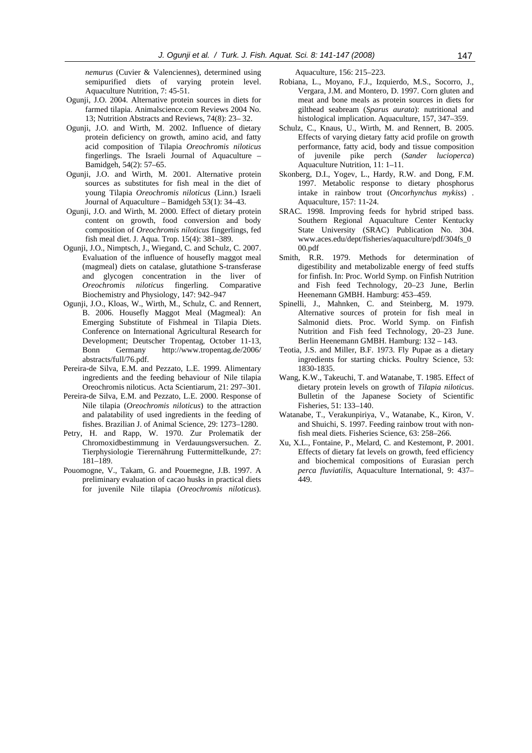*nemurus* (Cuvier & Valenciennes), determined using semipurified diets of varying protein level. Aquaculture Nutrition, 7: 45-51.

Ogunji, J.O. 2004. Alternative protein sources in diets for farmed tilapia. Animalscience.com Reviews 2004 No. 13; Nutrition Abstracts and Reviews, 74(8): 23– 32.

Ogunji, J.O. and Wirth, M. 2002. Influence of dietary protein deficiency on growth, amino acid, and fatty acid composition of Tilapia *Oreochromis niloticus* fingerlings. The Israeli Journal of Aquaculture – Bamidgeh, 54(2): 57–65.

Ogunji, J.O. and Wirth, M. 2001. Alternative protein sources as substitutes for fish meal in the diet of young Tilapia *Oreochromis niloticus* (Linn.) Israeli Journal of Aquaculture – Bamidgeh 53(1): 34–43.

Ogunji, J.O. and Wirth, M. 2000. Effect of dietary protein content on growth, food conversion and body composition of *Oreochromis niloticus* fingerlings, fed fish meal diet. J. Aqua. Trop. 15(4): 381–389.

Ogunji, J.O., Nimptsch, J., Wiegand, C. and Schulz, C. 2007. Evaluation of the influence of housefly maggot meal (magmeal) diets on catalase, glutathione S-transferase and glycogen concentration in the liver of *Oreochromis niloticus* fingerling. Comparative Biochemistry and Physiology, 147: 942–947

Ogunji, J.O., Kloas, W., Wirth, M., Schulz, C. and Rennert, B. 2006. Housefly Maggot Meal (Magmeal): An Emerging Substitute of Fishmeal in Tilapia Diets. Conference on International Agricultural Research for Development; Deutscher Tropentag, October 11-13, Bonn Germany http://www.tropentag.de/2006/abstracts/full/76.pdf.

Pereira-de Silva, E.M. and Pezzato, L.E. 1999. Alimentary ingredients and the feeding behaviour of Nile tilapia Oreochromis niloticus. Acta Scientiarum, 21: 297–301.

Pereira-de Silva, E.M. and Pezzato, L.E. 2000. Response of Nile tilapia (*Oreochromis niloticus*) to the attraction and palatability of used ingredients in the feeding of fishes. Brazilian J. of Animal Science, 29: 1273–1280.

Petry, H. and Rapp, W. 1970. Zur Prolematik der Chromoxidbestimmung in Verdauungsversuchen. Z. Tierphysiologie Tierernährung Futtermittelkunde, 27: 181–189.

Pouomogne, V., Takam, G. and Pouemegne, J.B. 1997. A preliminary evaluation of cacao husks in practical diets for juvenile Nile tilapia (*Oreochromis niloticus*). Aquaculture, 156: 215–223.

Robiana, L., Moyano, F.J., Izquierdo, M.S., Socorro, J., Vergara, J.M. and Montero, D. 1997. Corn gluten and meat and bone meals as protein sources in diets for gilthead seabream (*Sparus aurata*): nutritional and histological implication. Aquaculture, 157, 347–359.

Schulz, C., Knaus, U., Wirth, M. and Rennert, B. 2005. Effects of varying dietary fatty acid profile on growth performance, fatty acid, body and tissue composition of juvenile pike perch (*Sander lucioperca*) Aquaculture Nutrition, 11: 1–11.

Skonberg, D.I., Yogev, L., Hardy, R.W. and Dong, F.M. 1997. Metabolic response to dietary phosphorus intake in rainbow trout (*Oncorhynchus mykiss*) . Aquaculture, 157: 11-24.

SRAC. 1998. Improving feeds for hybrid striped bass. Southern Regional Aquaculture Center Kentucky State University (SRAC) Publication No. 304. www.aces.edu/dept/fisheries/aquaculture/pdf/304fs_000.pdf

Smith, R.R. 1979. Methods for determination of digestibility and metabolizable energy of feed stuffs for finfish. In: Proc. World Symp. on Finfish Nutrition and Fish feed Technology, 20–23 June, Berlin Heenemann GMBH. Hamburg: 453–459.

Spinelli, J., Mahnken, C. and Steinberg, M. 1979. Alternative sources of protein for fish meal in Salmonid diets. Proc. World Symp. on Finfish Nutrition and Fish feed Technology, 20–23 June. Berlin Heenemann GMBH. Hamburg: 132 – 143.

Teotia, J.S. and Miller, B.F. 1973. Fly Pupae as a dietary ingredients for starting chicks. Poultry Science, 53: 1830-1835.

Wang, K.W., Takeuchi, T. and Watanabe, T. 1985. Effect of dietary protein levels on growth of *Tilapia niloticus*. Bulletin of the Japanese Society of Scientific Fisheries, 51: 133–140.

Watanabe, T., Verakunpiriya, V., Watanabe, K., Kiron, V. and Shuichi, S. 1997. Feeding rainbow trout with non-fish meal diets. Fisheries Science, 63: 258–266.

Xu, X.L., Fontaine, P., Melard, C. and Kestemont, P. 2001. Effects of dietary fat levels on growth, feed efficiency and biochemical compositions of Eurasian perch *perca fluviatilis*, Aquaculture International, 9: 437–449.